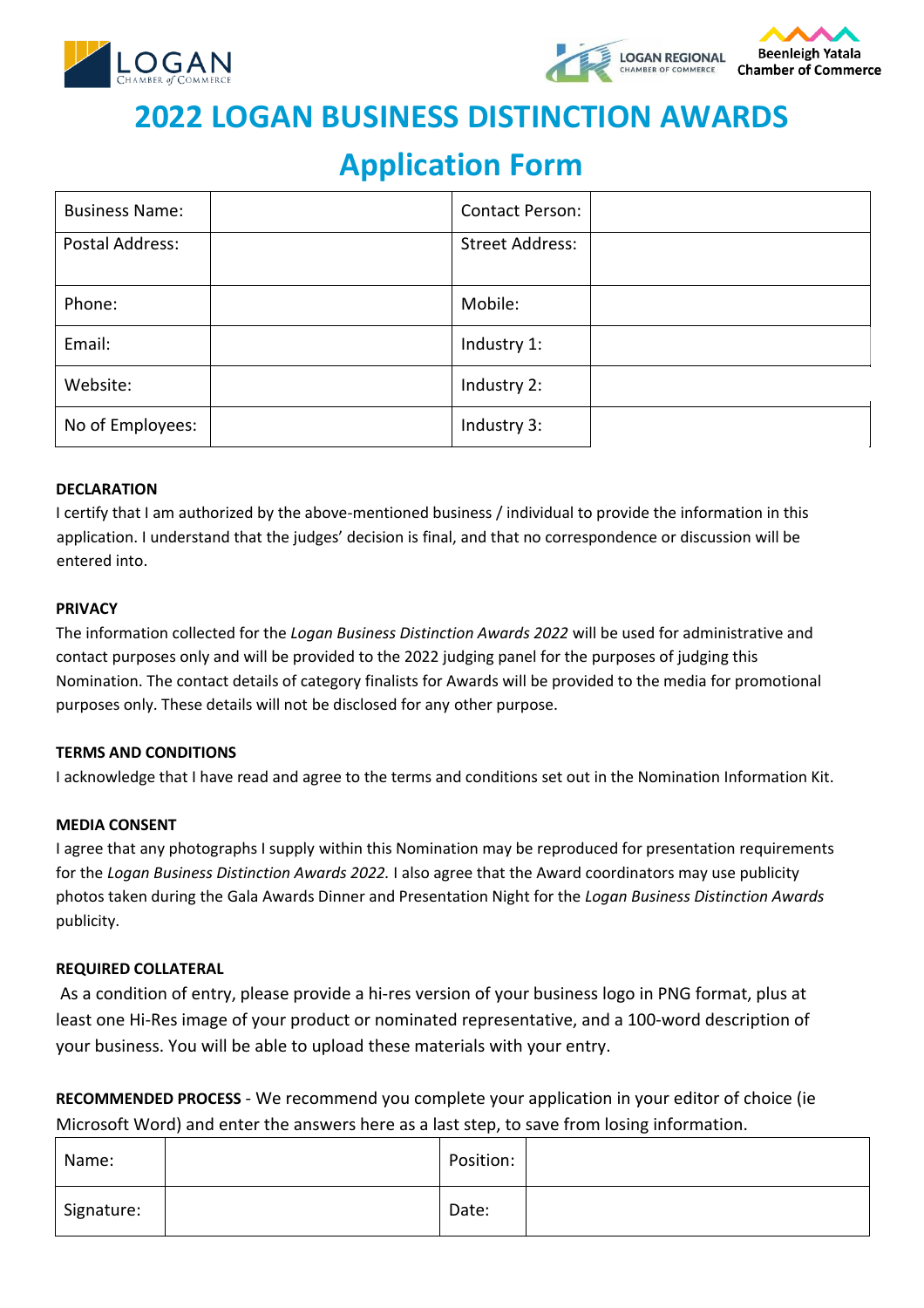LOGAN CHAMBER of COMMERCE | LOGAN REGIONAL CHAMBER OF COMMERCE | Beenleigh Yatala Chamber of Commerce

# 2022 LOGAN BUSINESS DISTINCTION AWARDS

## Application Form

| Business Name: | | Contact Person: | |
|---|---|---|---|
| Postal Address: | | Street Address: | |
| Phone: | | Mobile: | |
| Email: | | Industry 1: | |
| Website: | | Industry 2: | |
| No of Employees: | | Industry 3: | |

**DECLARATION**

I certify that I am authorized by the above-mentioned business / individual to provide the information in this application. I understand that the judges' decision is final, and that no correspondence or discussion will be entered into.

**PRIVACY**

The information collected for the *Logan Business Distinction Awards 2022* will be used for administrative and contact purposes only and will be provided to the 2022 judging panel for the purposes of judging this Nomination. The contact details of category finalists for Awards will be provided to the media for promotional purposes only. These details will not be disclosed for any other purpose.

**TERMS AND CONDITIONS**

I acknowledge that I have read and agree to the terms and conditions set out in the Nomination Information Kit.

**MEDIA CONSENT**

I agree that any photographs I supply within this Nomination may be reproduced for presentation requirements for the *Logan Business Distinction Awards 2022.* I also agree that the Award coordinators may use publicity photos taken during the Gala Awards Dinner and Presentation Night for the *Logan Business Distinction Awards* publicity.

**REQUIRED COLLATERAL**

As a condition of entry, please provide a hi-res version of your business logo in PNG format, plus at least one Hi-Res image of your product or nominated representative, and a 100-word description of your business. You will be able to upload these materials with your entry.

**RECOMMENDED PROCESS** - We recommend you complete your application in your editor of choice (ie Microsoft Word) and enter the answers here as a last step, to save from losing information.

| Name: | | Position: | |
|---|---|---|---|
| Signature: | | Date: | |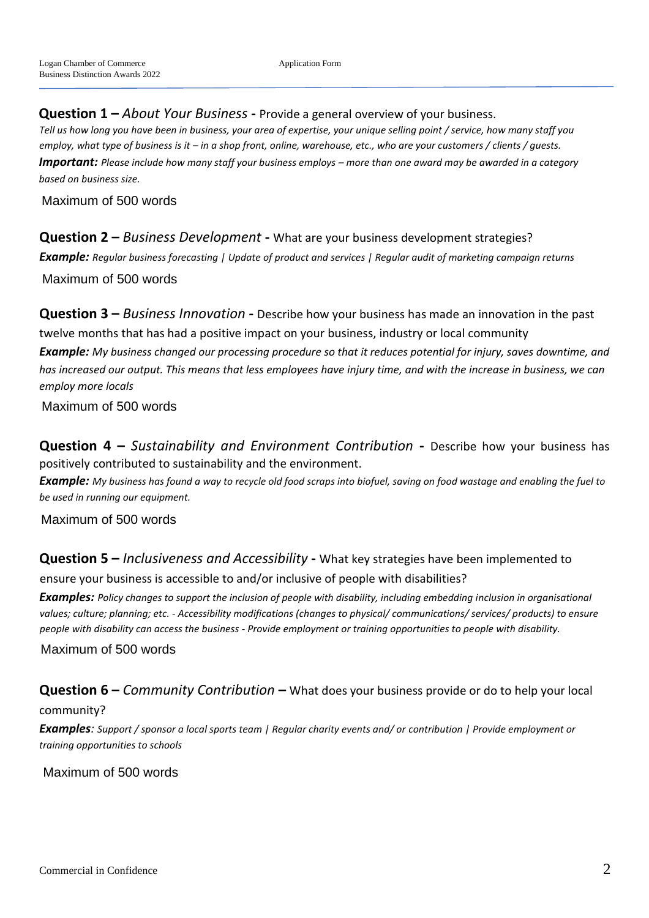**Question 1 –** *About Your Business* **-** Provide a general overview of your business.

*Tell us how long you have been in business, your area of expertise, your unique selling point / service, how many staff you employ, what type of business is it – in a shop front, online, warehouse, etc., who are your customers / clients / guests.*

***Important:*** *Please include how many staff your business employs – more than one award may be awarded in a category based on business size.*

Maximum of 500 words

**Question 2 –** *Business Development* **-** What are your business development strategies?

***Example:*** *Regular business forecasting | Update of product and services | Regular audit of marketing campaign returns*

Maximum of 500 words

**Question 3 –** *Business Innovation* **-** Describe how your business has made an innovation in the past twelve months that has had a positive impact on your business, industry or local community

***Example:*** *My business changed our processing procedure so that it reduces potential for injury, saves downtime, and has increased our output. This means that less employees have injury time, and with the increase in business, we can employ more locals*

Maximum of 500 words

**Question 4 –** *Sustainability and Environment Contribution* **-** Describe how your business has positively contributed to sustainability and the environment.

***Example:*** *My business has found a way to recycle old food scraps into biofuel, saving on food wastage and enabling the fuel to be used in running our equipment.*

Maximum of 500 words

**Question 5 –** *Inclusiveness and Accessibility* **-** What key strategies have been implemented to ensure your business is accessible to and/or inclusive of people with disabilities?

***Examples:*** *Policy changes to support the inclusion of people with disability, including embedding inclusion in organisational values; culture; planning; etc. - Accessibility modifications (changes to physical/ communications/ services/ products) to ensure people with disability can access the business - Provide employment or training opportunities to people with disability.*

Maximum of 500 words

**Question 6 –** *Community Contribution* **–** What does your business provide or do to help your local community?

***Examples****: Support / sponsor a local sports team | Regular charity events and/ or contribution | Provide employment or training opportunities to schools*

Maximum of 500 words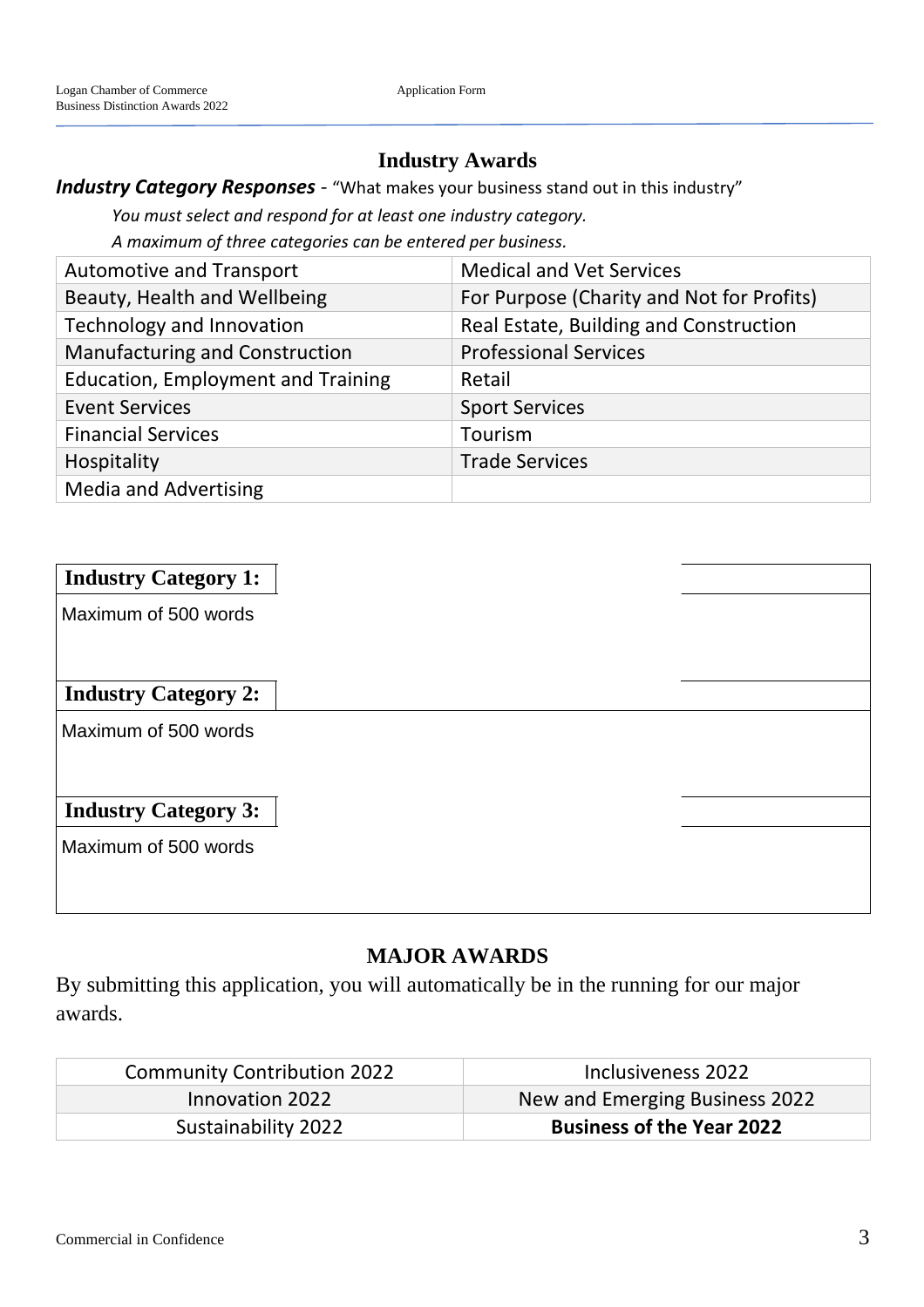## Industry Awards

***Industry Category Responses*** - "What makes your business stand out in this industry"

*You must select and respond for at least one industry category.*

*A maximum of three categories can be entered per business.*

| | |
|---|---|
| Automotive and Transport | Medical and Vet Services |
| Beauty, Health and Wellbeing | For Purpose (Charity and Not for Profits) |
| Technology and Innovation | Real Estate, Building and Construction |
| Manufacturing and Construction | Professional Services |
| Education, Employment and Training | Retail |
| Event Services | Sport Services |
| Financial Services | Tourism |
| Hospitality | Trade Services |
| Media and Advertising | |

**Industry Category 1:**

Maximum of 500 words

**Industry Category 2:**

Maximum of 500 words

**Industry Category 3:**

Maximum of 500 words

## MAJOR AWARDS

By submitting this application, you will automatically be in the running for our major awards.

| | |
|---|---|
| Community Contribution 2022 | Inclusiveness 2022 |
| Innovation 2022 | New and Emerging Business 2022 |
| Sustainability 2022 | **Business of the Year 2022** |